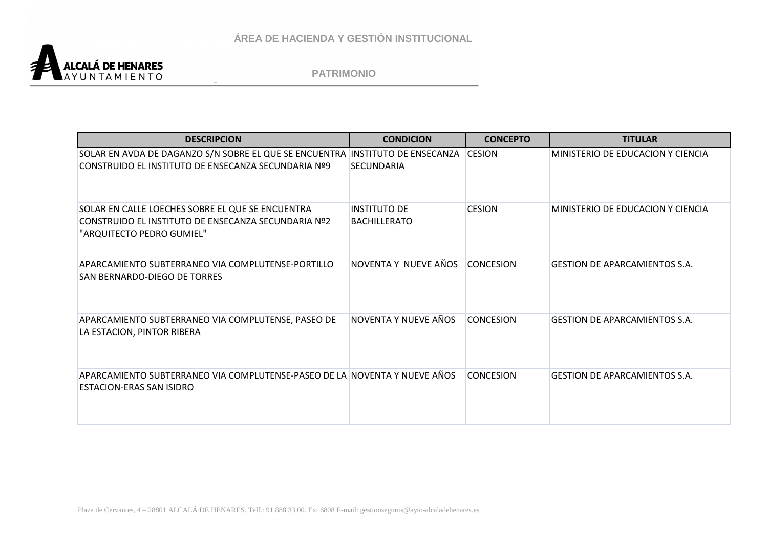ÁREA DE HACIENDA Y GESTIÓN INSTITUCIONAL

PATRIMONIO

| DESCRIPCION | CONDICION | CONCEPTO | TITULAR |
|---|---|---|---|
| SOLAR EN AVDA DE DAGANZO S/N SOBRE EL QUE SE ENCUENTRA CONSTRUIDO EL INSTITUTO DE ENSECANZA SECUNDARIA Nº9 | INSTITUTO DE ENSECANZA SECUNDARIA | CESION | MINISTERIO DE EDUCACION Y CIENCIA |
| SOLAR EN CALLE LOECHES SOBRE EL QUE SE ENCUENTRA CONSTRUIDO EL INSTITUTO DE ENSECANZA SECUNDARIA Nº2 "ARQUITECTO PEDRO GUMIEL" | INSTITUTO DE BACHILLERATO | CESION | MINISTERIO DE EDUCACION Y CIENCIA |
| APARCAMIENTO SUBTERRANEO VIA COMPLUTENSE-PORTILLO SAN BERNARDO-DIEGO DE TORRES | NOVENTA Y NUEVE AÑOS | CONCESION | GESTION DE APARCAMIENTOS S.A. |
| APARCAMIENTO SUBTERRANEO VIA COMPLUTENSE, PASEO DE LA ESTACION, PINTOR RIBERA | NOVENTA Y NUEVE AÑOS | CONCESION | GESTION DE APARCAMIENTOS S.A. |
| APARCAMIENTO SUBTERRANEO VIA COMPLUTENSE-PASEO DE LA ESTACION-ERAS SAN ISIDRO | NOVENTA Y NUEVE AÑOS | CONCESION | GESTION DE APARCAMIENTOS S.A. |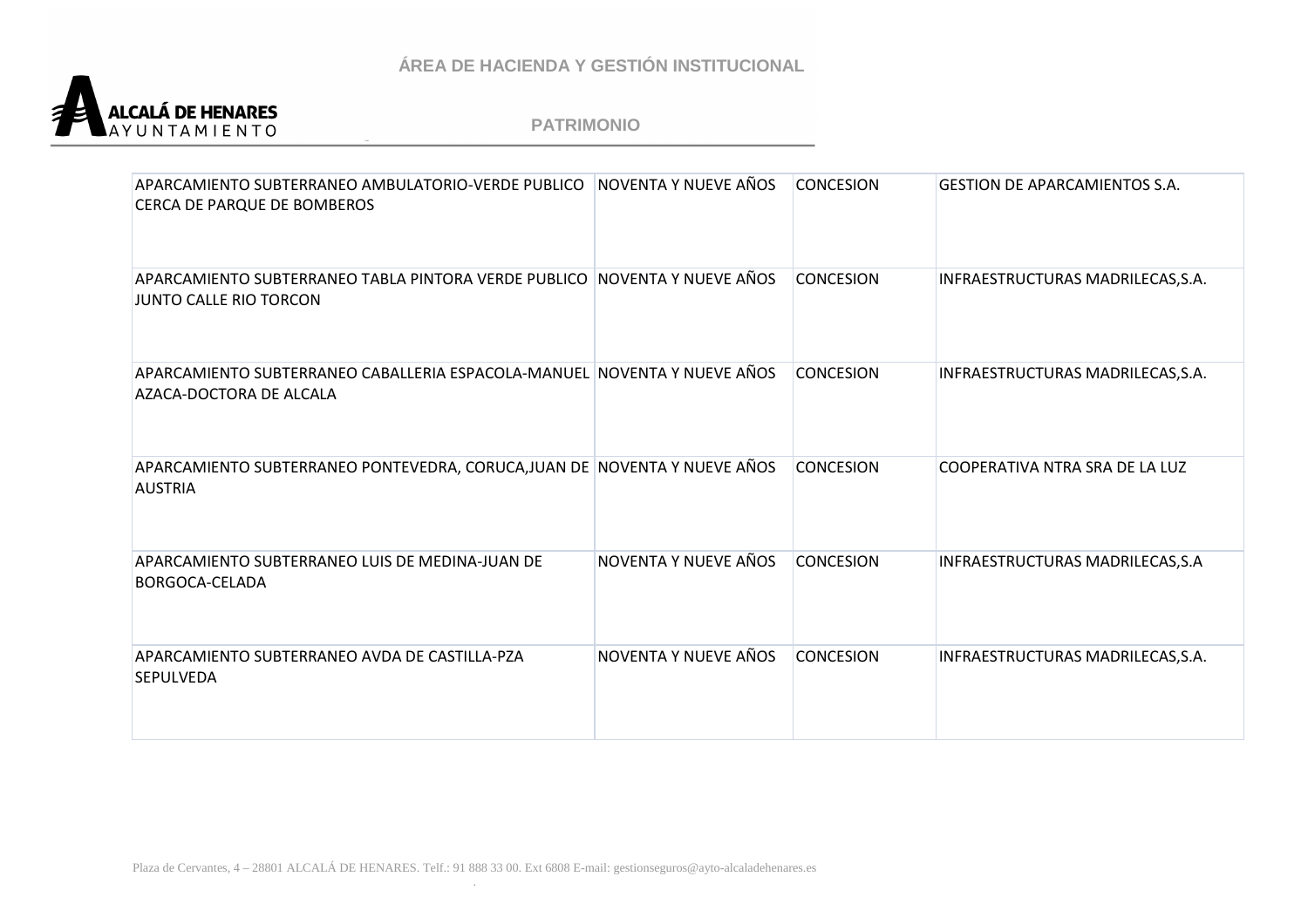| | | | |
|---|---|---|---|
| APARCAMIENTO SUBTERRANEO AMBULATORIO-VERDE PUBLICO CERCA DE PARQUE DE BOMBEROS | NOVENTA Y NUEVE AÑOS | CONCESION | GESTION DE APARCAMIENTOS S.A. |
| APARCAMIENTO SUBTERRANEO TABLA PINTORA VERDE PUBLICO JUNTO CALLE RIO TORCON | NOVENTA Y NUEVE AÑOS | CONCESION | INFRAESTRUCTURAS MADRILECAS,S.A. |
| APARCAMIENTO SUBTERRANEO CABALLERIA ESPACOLA-MANUEL AZACA-DOCTORA DE ALCALA | NOVENTA Y NUEVE AÑOS | CONCESION | INFRAESTRUCTURAS MADRILECAS,S.A. |
| APARCAMIENTO SUBTERRANEO PONTEVEDRA, CORUCA,JUAN DE AUSTRIA | NOVENTA Y NUEVE AÑOS | CONCESION | COOPERATIVA NTRA SRA DE LA LUZ |
| APARCAMIENTO SUBTERRANEO LUIS DE MEDINA-JUAN DE BORGOCA-CELADA | NOVENTA Y NUEVE AÑOS | CONCESION | INFRAESTRUCTURAS MADRILECAS,S.A |
| APARCAMIENTO SUBTERRANEO AVDA DE CASTILLA-PZA SEPULVEDA | NOVENTA Y NUEVE AÑOS | CONCESION | INFRAESTRUCTURAS MADRILECAS,S.A. |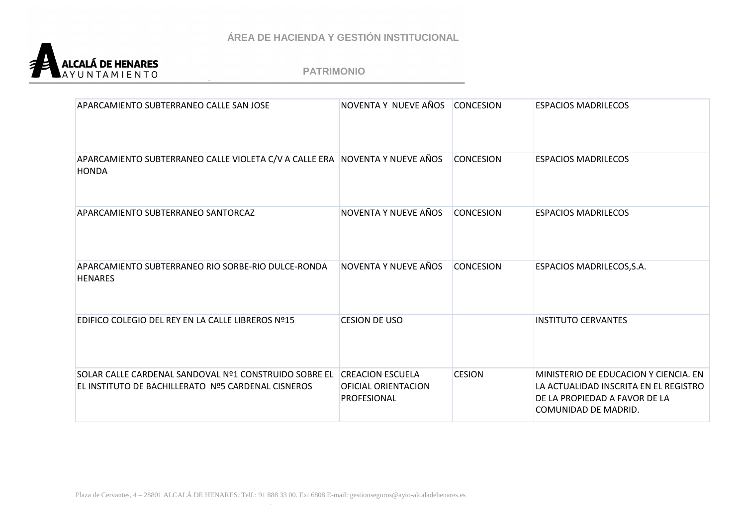| | | | |
|---|---|---|---|
| APARCAMIENTO SUBTERRANEO CALLE SAN JOSE | NOVENTA Y NUEVE AÑOS | CONCESION | ESPACIOS MADRILECOS |
| APARCAMIENTO SUBTERRANEO CALLE VIOLETA C/V A CALLE ERA HONDA | NOVENTA Y NUEVE AÑOS | CONCESION | ESPACIOS MADRILECOS |
| APARCAMIENTO SUBTERRANEO SANTORCAZ | NOVENTA Y NUEVE AÑOS | CONCESION | ESPACIOS MADRILECOS |
| APARCAMIENTO SUBTERRANEO RIO SORBE-RIO DULCE-RONDA HENARES | NOVENTA Y NUEVE AÑOS | CONCESION | ESPACIOS MADRILECOS,S.A. |
| EDIFICO COLEGIO DEL REY EN LA CALLE LIBREROS Nº15 | CESION DE USO | | INSTITUTO CERVANTES |
| SOLAR CALLE CARDENAL SANDOVAL Nº1 CONSTRUIDO SOBRE EL EL INSTITUTO DE BACHILLERATO Nº5 CARDENAL CISNEROS | CREACION ESCUELA OFICIAL ORIENTACION PROFESIONAL | CESION | MINISTERIO DE EDUCACION Y CIENCIA. EN LA ACTUALIDAD INSCRITA EN EL REGISTRO DE LA PROPIEDAD A FAVOR DE LA COMUNIDAD DE MADRID. |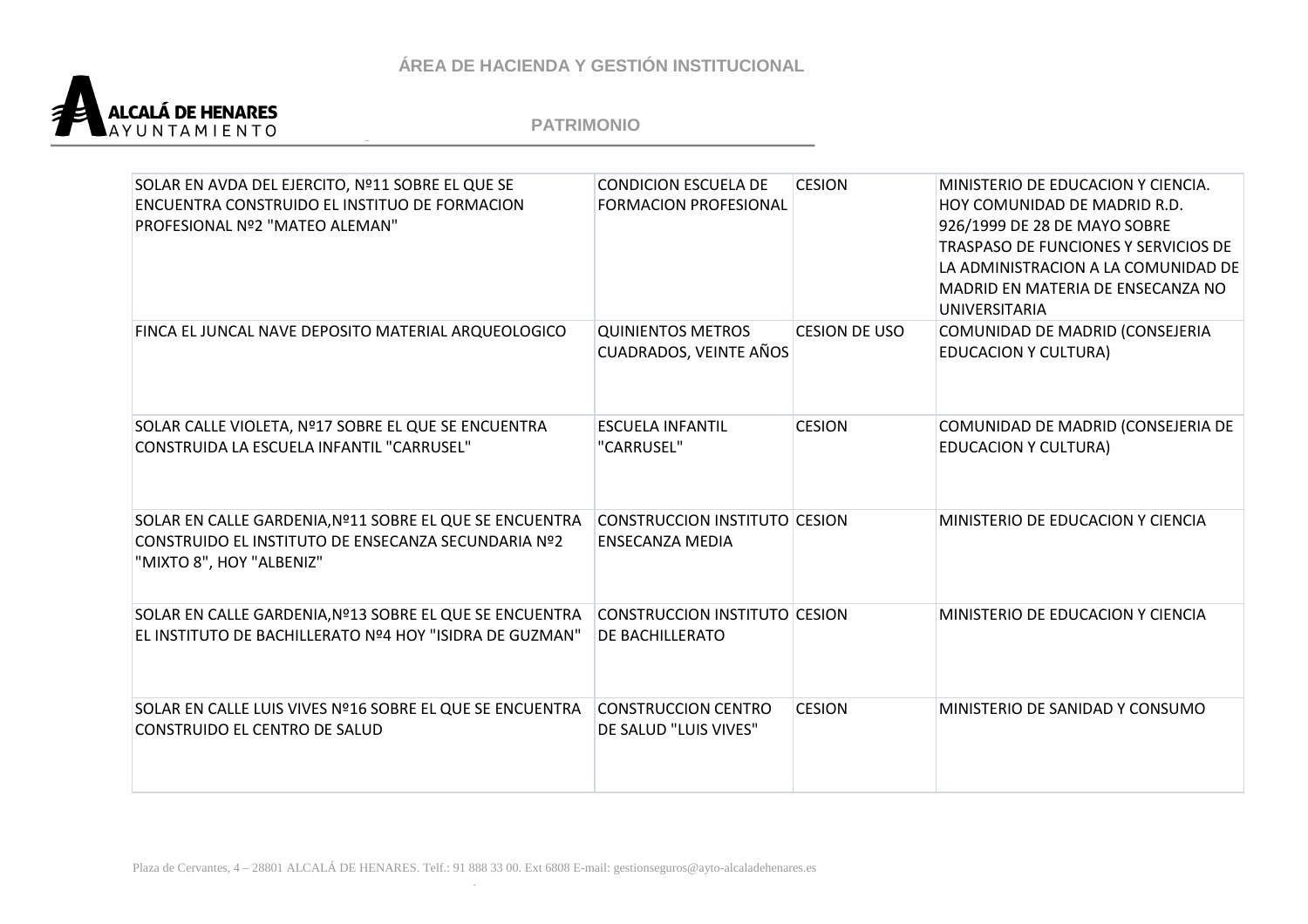| | | | |
|---|---|---|---|
| SOLAR EN AVDA DEL EJERCITO, Nº11 SOBRE EL QUE SE ENCUENTRA CONSTRUIDO EL INSTITUO DE FORMACION PROFESIONAL Nº2 "MATEO ALEMAN" | CONDICION ESCUELA DE FORMACION PROFESIONAL | CESION | MINISTERIO DE EDUCACION Y CIENCIA. HOY COMUNIDAD DE MADRID R.D. 926/1999 DE 28 DE MAYO SOBRE TRASPASO DE FUNCIONES Y SERVICIOS DE LA ADMINISTRACION A LA COMUNIDAD DE MADRID EN MATERIA DE ENSECANZA NO UNIVERSITARIA |
| FINCA EL JUNCAL NAVE DEPOSITO MATERIAL ARQUEOLOGICO | QUINIENTOS METROS CUADRADOS, VEINTE AÑOS | CESION DE USO | COMUNIDAD DE MADRID (CONSEJERIA EDUCACION Y CULTURA) |
| SOLAR CALLE VIOLETA, Nº17 SOBRE EL QUE SE ENCUENTRA CONSTRUIDA LA ESCUELA INFANTIL "CARRUSEL" | ESCUELA INFANTIL "CARRUSEL" | CESION | COMUNIDAD DE MADRID (CONSEJERIA DE EDUCACION Y CULTURA) |
| SOLAR EN CALLE GARDENIA,Nº11 SOBRE EL QUE SE ENCUENTRA CONSTRUIDO EL INSTITUTO DE ENSECANZA SECUNDARIA Nº2 "MIXTO 8", HOY "ALBENIZ" | CONSTRUCCION INSTITUTO ENSECANZA MEDIA | CESION | MINISTERIO DE EDUCACION Y CIENCIA |
| SOLAR EN CALLE GARDENIA,Nº13 SOBRE EL QUE SE ENCUENTRA EL INSTITUTO DE BACHILLERATO Nº4 HOY "ISIDRA DE GUZMAN" | CONSTRUCCION INSTITUTO DE BACHILLERATO | CESION | MINISTERIO DE EDUCACION Y CIENCIA |
| SOLAR EN CALLE LUIS VIVES Nº16 SOBRE EL QUE SE ENCUENTRA CONSTRUIDO EL CENTRO DE SALUD | CONSTRUCCION CENTRO DE SALUD "LUIS VIVES" | CESION | MINISTERIO DE SANIDAD Y CONSUMO |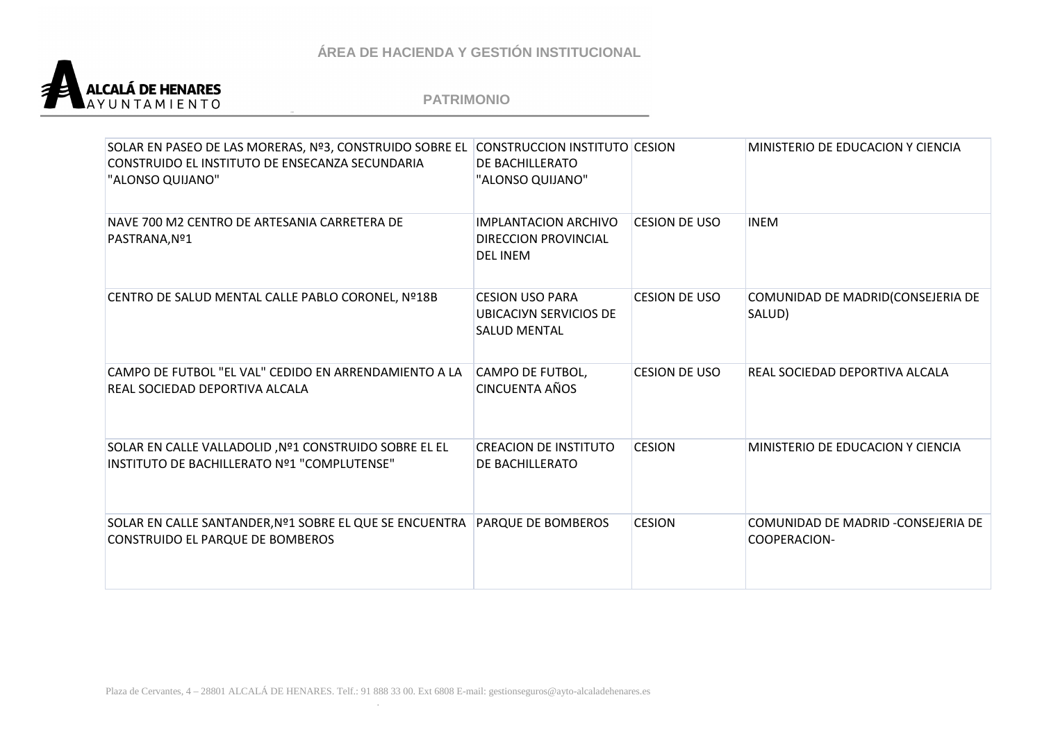| | | | |
|---|---|---|---|
| SOLAR EN PASEO DE LAS MORERAS, Nº3, CONSTRUIDO SOBRE EL CONSTRUIDO EL INSTITUTO DE ENSECANZA SECUNDARIA "ALONSO QUIJANO" | CONSTRUCCION INSTITUTO DE BACHILLERATO "ALONSO QUIJANO" | CESION | MINISTERIO DE EDUCACION Y CIENCIA |
| NAVE 700 M2 CENTRO DE ARTESANIA CARRETERA DE PASTRANA,Nº1 | IMPLANTACION ARCHIVO DIRECCION PROVINCIAL DEL INEM | CESION DE USO | INEM |
| CENTRO DE SALUD MENTAL CALLE PABLO CORONEL, Nº18B | CESION USO PARA UBICACIУN SERVICIOS DE SALUD MENTAL | CESION DE USO | COMUNIDAD DE MADRID(CONSEJERIA DE SALUD) |
| CAMPO DE FUTBOL "EL VAL" CEDIDO EN ARRENDAMIENTO A LA REAL SOCIEDAD DEPORTIVA ALCALA | CAMPO DE FUTBOL, CINCUENTA AÑOS | CESION DE USO | REAL SOCIEDAD DEPORTIVA ALCALA |
| SOLAR EN CALLE VALLADOLID ,Nº1 CONSTRUIDO SOBRE EL EL INSTITUTO DE BACHILLERATO Nº1 "COMPLUTENSE" | CREACION DE INSTITUTO DE BACHILLERATO | CESION | MINISTERIO DE EDUCACION Y CIENCIA |
| SOLAR EN CALLE SANTANDER,Nº1 SOBRE EL QUE SE ENCUENTRA CONSTRUIDO EL PARQUE DE BOMBEROS | PARQUE DE BOMBEROS | CESION | COMUNIDAD DE MADRID -CONSEJERIA DE COOPERACION- |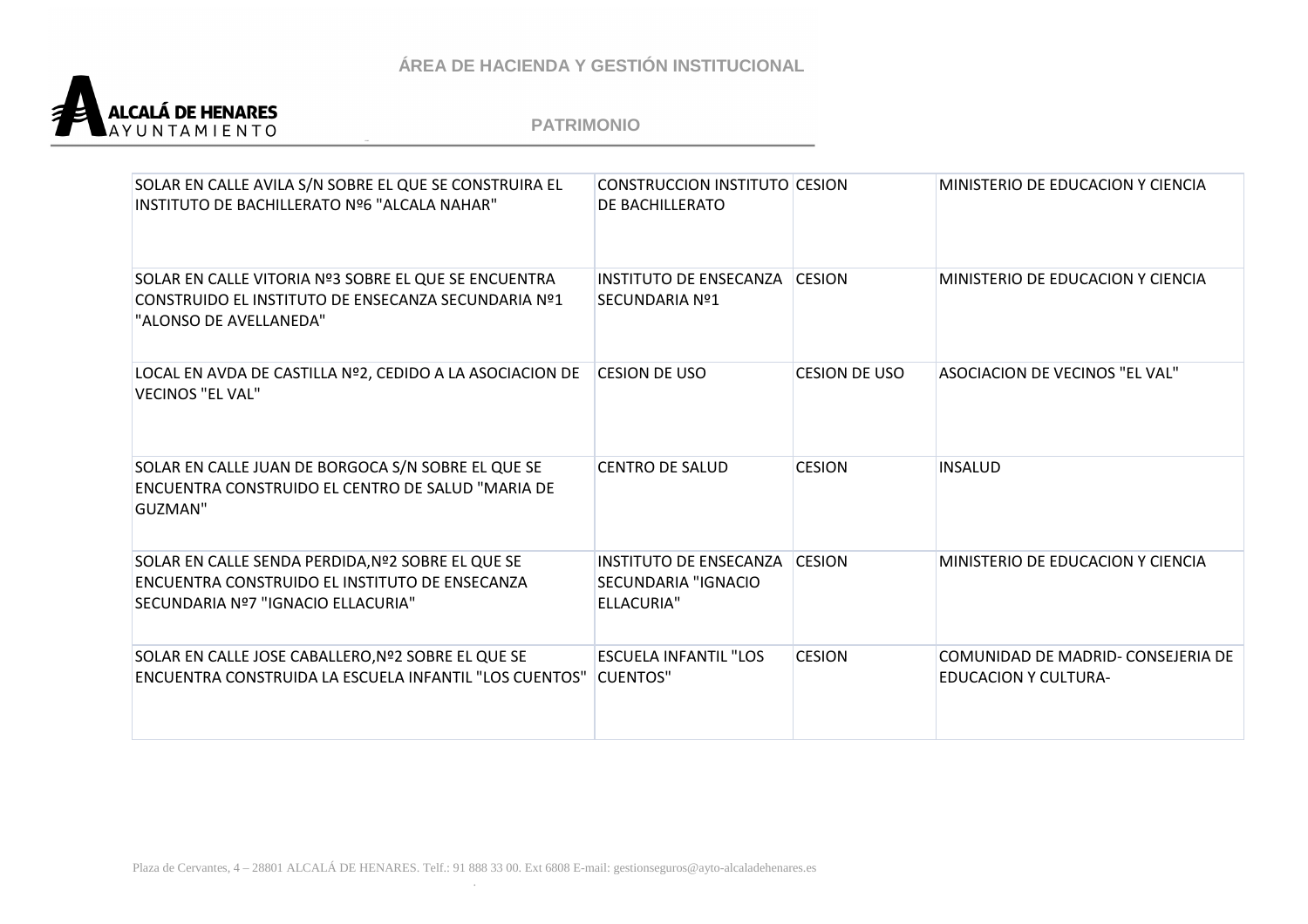| | | | |
|---|---|---|---|
| SOLAR EN CALLE AVILA S/N SOBRE EL QUE SE CONSTRUIRA EL INSTITUTO DE BACHILLERATO Nº6 "ALCALA NAHAR" | CONSTRUCCION INSTITUTO DE BACHILLERATO | CESION | MINISTERIO DE EDUCACION Y CIENCIA |
| SOLAR EN CALLE VITORIA Nº3 SOBRE EL QUE SE ENCUENTRA CONSTRUIDO EL INSTITUTO DE ENSECANZA SECUNDARIA Nº1 "ALONSO DE AVELLANEDA" | INSTITUTO DE ENSECANZA SECUNDARIA Nº1 | CESION | MINISTERIO DE EDUCACION Y CIENCIA |
| LOCAL EN AVDA DE CASTILLA Nº2, CEDIDO A LA ASOCIACION DE VECINOS "EL VAL" | CESION DE USO | CESION DE USO | ASOCIACION DE VECINOS "EL VAL" |
| SOLAR EN CALLE JUAN DE BORGOCA S/N SOBRE EL QUE SE ENCUENTRA CONSTRUIDO EL CENTRO DE SALUD "MARIA DE GUZMAN" | CENTRO DE SALUD | CESION | INSALUD |
| SOLAR EN CALLE SENDA PERDIDA,Nº2 SOBRE EL QUE SE ENCUENTRA CONSTRUIDO EL INSTITUTO DE ENSECANZA SECUNDARIA Nº7 "IGNACIO ELLACURIA" | INSTITUTO DE ENSECANZA SECUNDARIA "IGNACIO ELLACURIA" | CESION | MINISTERIO DE EDUCACION Y CIENCIA |
| SOLAR EN CALLE JOSE CABALLERO,Nº2 SOBRE EL QUE SE ENCUENTRA CONSTRUIDA LA ESCUELA INFANTIL "LOS CUENTOS" | ESCUELA INFANTIL "LOS CUENTOS" | CESION | COMUNIDAD DE MADRID- CONSEJERIA DE EDUCACION Y CULTURA- |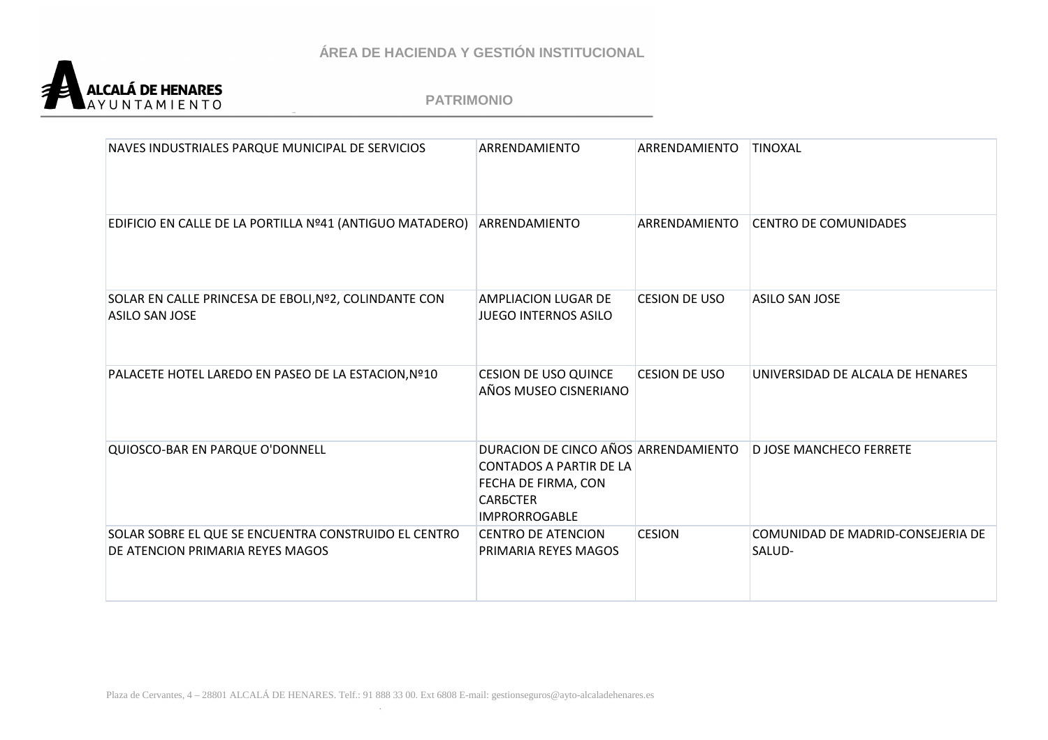| | | | |
|---|---|---|---|
| NAVES INDUSTRIALES PARQUE MUNICIPAL DE SERVICIOS | ARRENDAMIENTO | ARRENDAMIENTO | TINOXAL |
| EDIFICIO EN CALLE DE LA PORTILLA Nº41 (ANTIGUO MATADERO) | ARRENDAMIENTO | ARRENDAMIENTO | CENTRO DE COMUNIDADES |
| SOLAR EN CALLE PRINCESA DE EBOLI,Nº2, COLINDANTE CON ASILO SAN JOSE | AMPLIACION LUGAR DE JUEGO INTERNOS ASILO | CESION DE USO | ASILO SAN JOSE |
| PALACETE HOTEL LAREDO EN PASEO DE LA ESTACION,Nº10 | CESION DE USO QUINCE AÑOS MUSEO CISNERIANO | CESION DE USO | UNIVERSIDAD DE ALCALA DE HENARES |
| QUIOSCO-BAR EN PARQUE O'DONNELL | DURACION DE CINCO AÑOS CONTADOS A PARTIR DE LA FECHA DE FIRMA, CON CARБCTER IMPRORROGABLE | ARRENDAMIENTO | D JOSE MANCHECO FERRETE |
| SOLAR SOBRE EL QUE SE ENCUENTRA CONSTRUIDO EL CENTRO DE ATENCION PRIMARIA REYES MAGOS | CENTRO DE ATENCION PRIMARIA REYES MAGOS | CESION | COMUNIDAD DE MADRID-CONSEJERIA DE SALUD- |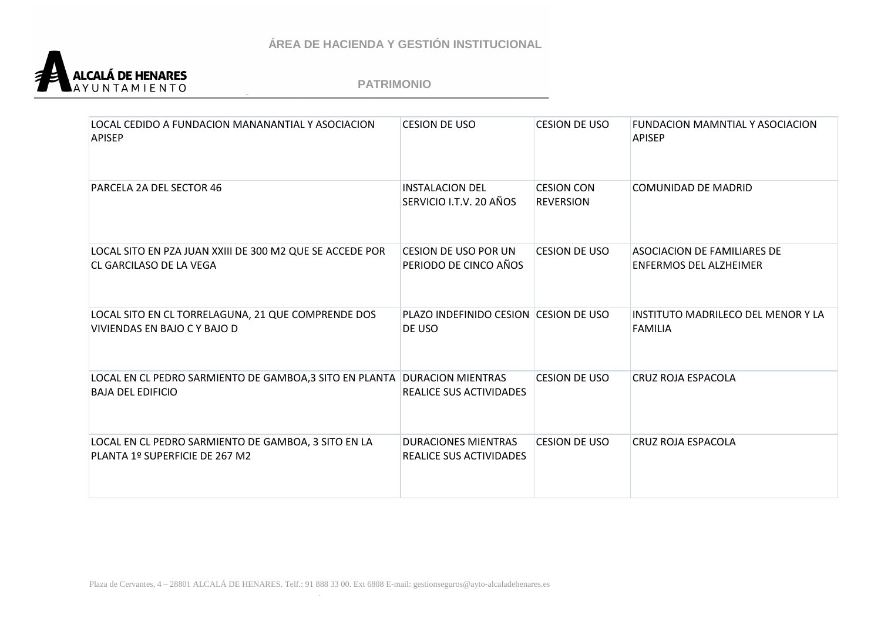| | | | |
|---|---|---|---|
| LOCAL CEDIDO A FUNDACION MANANANTIAL Y ASOCIACION APISEP | CESION DE USO | CESION DE USO | FUNDACION MAMNTIAL Y ASOCIACION APISEP |
| PARCELA 2A DEL SECTOR 46 | INSTALACION DEL SERVICIO I.T.V. 20 AÑOS | CESION CON REVERSION | COMUNIDAD DE MADRID |
| LOCAL SITO EN PZA JUAN XXIII DE 300 M2 QUE SE ACCEDE POR CL GARCILASO DE LA VEGA | CESION DE USO POR UN PERIODO DE CINCO AÑOS | CESION DE USO | ASOCIACION DE FAMILIARES DE ENFERMOS DEL ALZHEIMER |
| LOCAL SITO EN CL TORRELAGUNA, 21 QUE COMPRENDE DOS VIVIENDAS EN BAJO C Y BAJO D | PLAZO INDEFINIDO CESION DE USO | CESION DE USO | INSTITUTO MADRILECO DEL MENOR Y LA FAMILIA |
| LOCAL EN CL PEDRO SARMIENTO DE GAMBOA,3 SITO EN PLANTA BAJA DEL EDIFICIO | DURACION MIENTRAS REALICE SUS ACTIVIDADES | CESION DE USO | CRUZ ROJA ESPACOLA |
| LOCAL EN CL PEDRO SARMIENTO DE GAMBOA, 3 SITO EN LA PLANTA 1º SUPERFICIE DE 267 M2 | DURACIONES MIENTRAS REALICE SUS ACTIVIDADES | CESION DE USO | CRUZ ROJA ESPACOLA |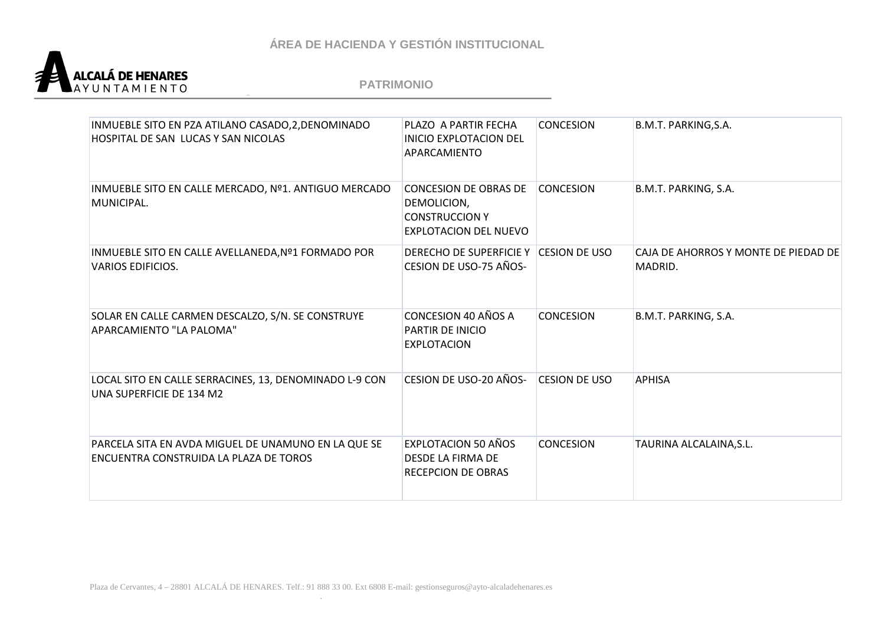| | | | |
|---|---|---|---|
| INMUEBLE SITO EN PZA ATILANO CASADO,2,DENOMINADO HOSPITAL DE SAN LUCAS Y SAN NICOLAS | PLAZO A PARTIR FECHA INICIO EXPLOTACION DEL APARCAMIENTO | CONCESION | B.M.T. PARKING,S.A. |
| INMUEBLE SITO EN CALLE MERCADO, Nº1. ANTIGUO MERCADO MUNICIPAL. | CONCESION DE OBRAS DE DEMOLICION, CONSTRUCCION Y EXPLOTACION DEL NUEVO | CONCESION | B.M.T. PARKING, S.A. |
| INMUEBLE SITO EN CALLE AVELLANEDA,Nº1 FORMADO POR VARIOS EDIFICIOS. | DERECHO DE SUPERFICIE Y CESION DE USO-75 AÑOS- | CESION DE USO | CAJA DE AHORROS Y MONTE DE PIEDAD DE MADRID. |
| SOLAR EN CALLE CARMEN DESCALZO, S/N. SE CONSTRUYE APARCAMIENTO "LA PALOMA" | CONCESION 40 AÑOS A PARTIR DE INICIO EXPLOTACION | CONCESION | B.M.T. PARKING, S.A. |
| LOCAL SITO EN CALLE SERRACINES, 13, DENOMINADO L-9 CON UNA SUPERFICIE DE 134 M2 | CESION DE USO-20 AÑOS- | CESION DE USO | APHISA |
| PARCELA SITA EN AVDA MIGUEL DE UNAMUNO EN LA QUE SE ENCUENTRA CONSTRUIDA LA PLAZA DE TOROS | EXPLOTACION 50 AÑOS DESDE LA FIRMA DE RECEPCION DE OBRAS | CONCESION | TAURINA ALCALAINA,S.L. |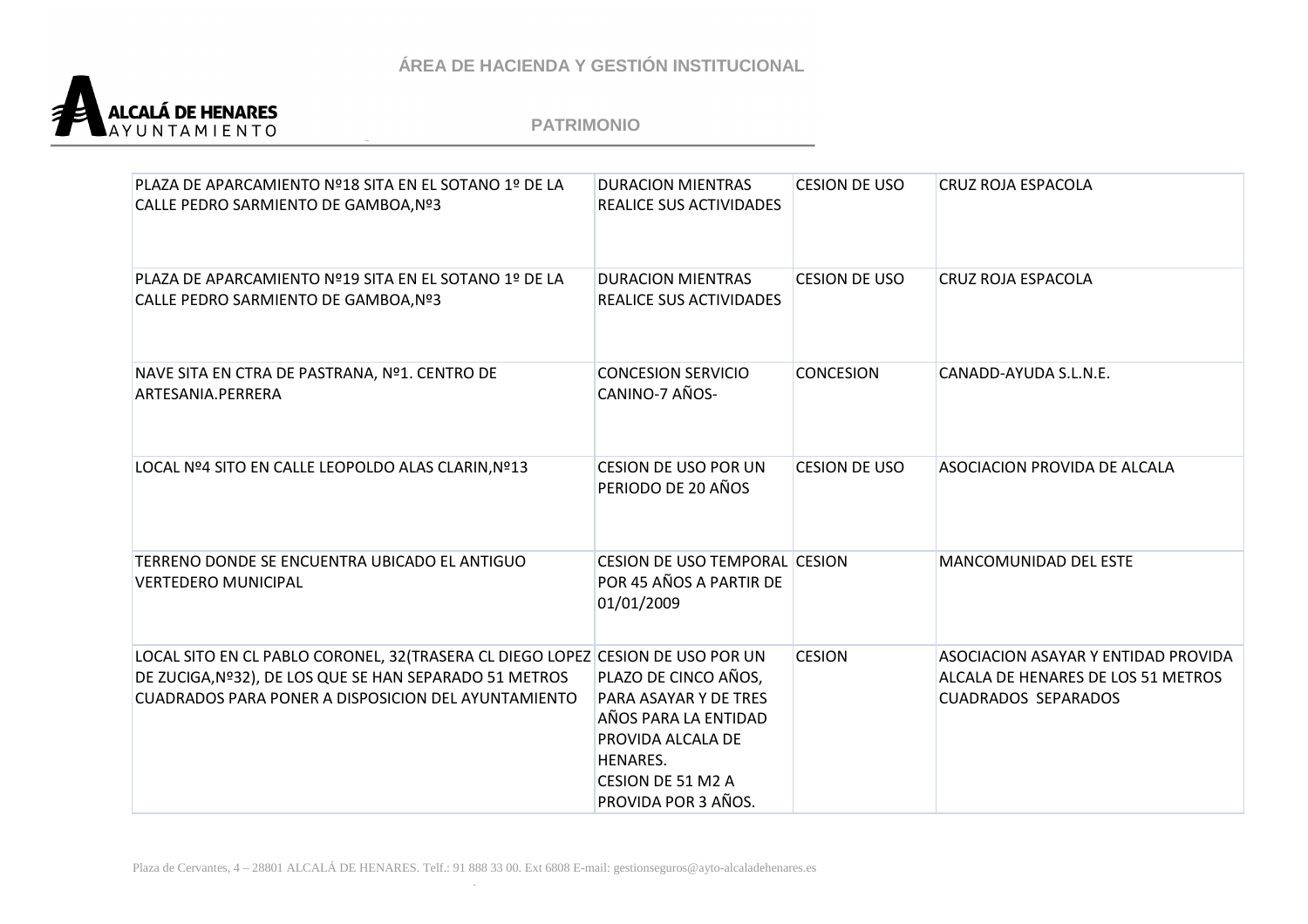| | | | |
|---|---|---|---|
| PLAZA DE APARCAMIENTO Nº18 SITA EN EL SOTANO 1º DE LA CALLE PEDRO SARMIENTO DE GAMBOA,Nº3 | DURACION MIENTRAS REALICE SUS ACTIVIDADES | CESION DE USO | CRUZ ROJA ESPACOLA |
| PLAZA DE APARCAMIENTO Nº19 SITA EN EL SOTANO 1º DE LA CALLE PEDRO SARMIENTO DE GAMBOA,Nº3 | DURACION MIENTRAS REALICE SUS ACTIVIDADES | CESION DE USO | CRUZ ROJA ESPACOLA |
| NAVE SITA EN CTRA DE PASTRANA, Nº1. CENTRO DE ARTESANIA.PERRERA | CONCESION SERVICIO CANINO-7 AÑOS- | CONCESION | CANADD-AYUDA S.L.N.E. |
| LOCAL Nº4 SITO EN CALLE LEOPOLDO ALAS CLARIN,Nº13 | CESION DE USO POR UN PERIODO DE 20 AÑOS | CESION DE USO | ASOCIACION PROVIDA DE ALCALA |
| TERRENO DONDE SE ENCUENTRA UBICADO EL ANTIGUO VERTEDERO MUNICIPAL | CESION DE USO TEMPORAL POR 45 AÑOS A PARTIR DE 01/01/2009 | CESION | MANCOMUNIDAD DEL ESTE |
| LOCAL SITO EN CL PABLO CORONEL, 32(TRASERA CL DIEGO LOPEZ DE ZUCIGA,Nº32), DE LOS QUE SE HAN SEPARADO 51 METROS CUADRADOS PARA PONER A DISPOSICION DEL AYUNTAMIENTO | CESION DE USO POR UN PLAZO DE CINCO AÑOS, PARA ASAYAR Y DE TRES AÑOS PARA LA ENTIDAD PROVIDA ALCALA DE HENARES.<br>CESION DE 51 M2 A PROVIDA POR 3 AÑOS. | CESION | ASOCIACION ASAYAR Y ENTIDAD PROVIDA ALCALA DE HENARES DE LOS 51 METROS CUADRADOS SEPARADOS |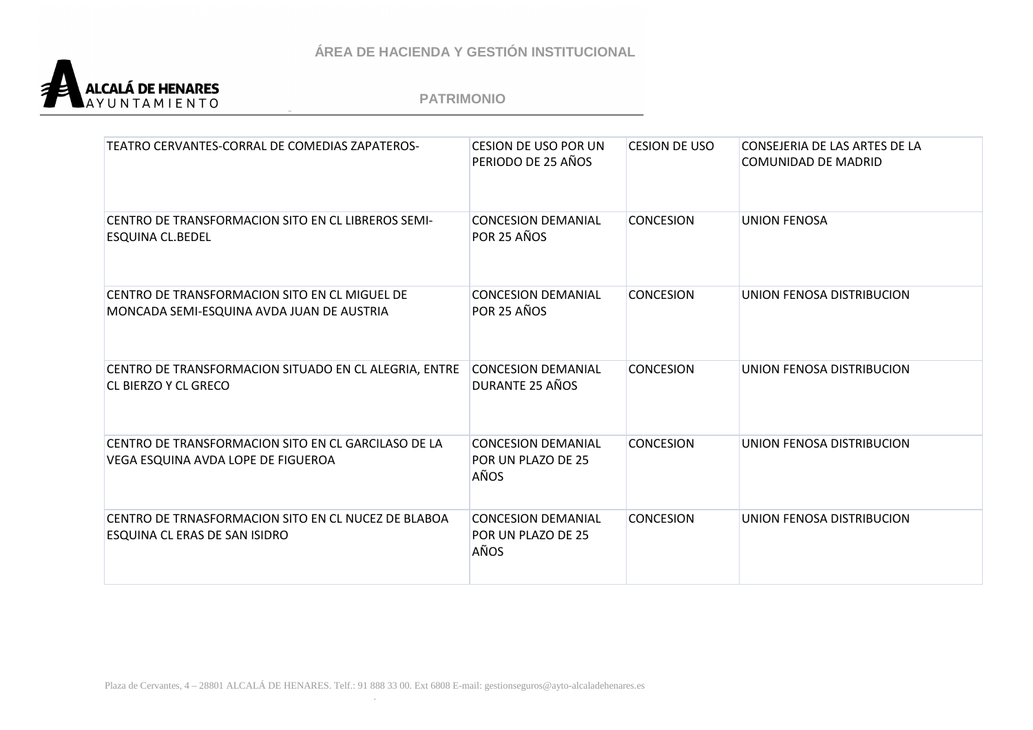| TEATRO CERVANTES-CORRAL DE COMEDIAS ZAPATEROS- | CESION DE USO POR UN PERIODO DE 25 AÑOS | CESION DE USO | CONSEJERIA DE LAS ARTES DE LA COMUNIDAD DE MADRID |
|---|---|---|---|
| CENTRO DE TRANSFORMACION SITO EN CL LIBREROS SEMI-ESQUINA CL.BEDEL | CONCESION DEMANIAL POR 25 AÑOS | CONCESION | UNION FENOSA |
| CENTRO DE TRANSFORMACION SITO EN CL MIGUEL DE MONCADA SEMI-ESQUINA AVDA JUAN DE AUSTRIA | CONCESION DEMANIAL POR 25 AÑOS | CONCESION | UNION FENOSA DISTRIBUCION |
| CENTRO DE TRANSFORMACION SITUADO EN CL ALEGRIA, ENTRE CL BIERZO Y CL GRECO | CONCESION DEMANIAL DURANTE 25 AÑOS | CONCESION | UNION FENOSA DISTRIBUCION |
| CENTRO DE TRANSFORMACION SITO EN CL GARCILASO DE LA VEGA ESQUINA AVDA LOPE DE FIGUEROA | CONCESION DEMANIAL POR UN PLAZO DE 25 AÑOS | CONCESION | UNION FENOSA DISTRIBUCION |
| CENTRO DE TRNASFORMACION SITO EN CL NUCEZ DE BLABOA ESQUINA CL ERAS DE SAN ISIDRO | CONCESION DEMANIAL POR UN PLAZO DE 25 AÑOS | CONCESION | UNION FENOSA DISTRIBUCION |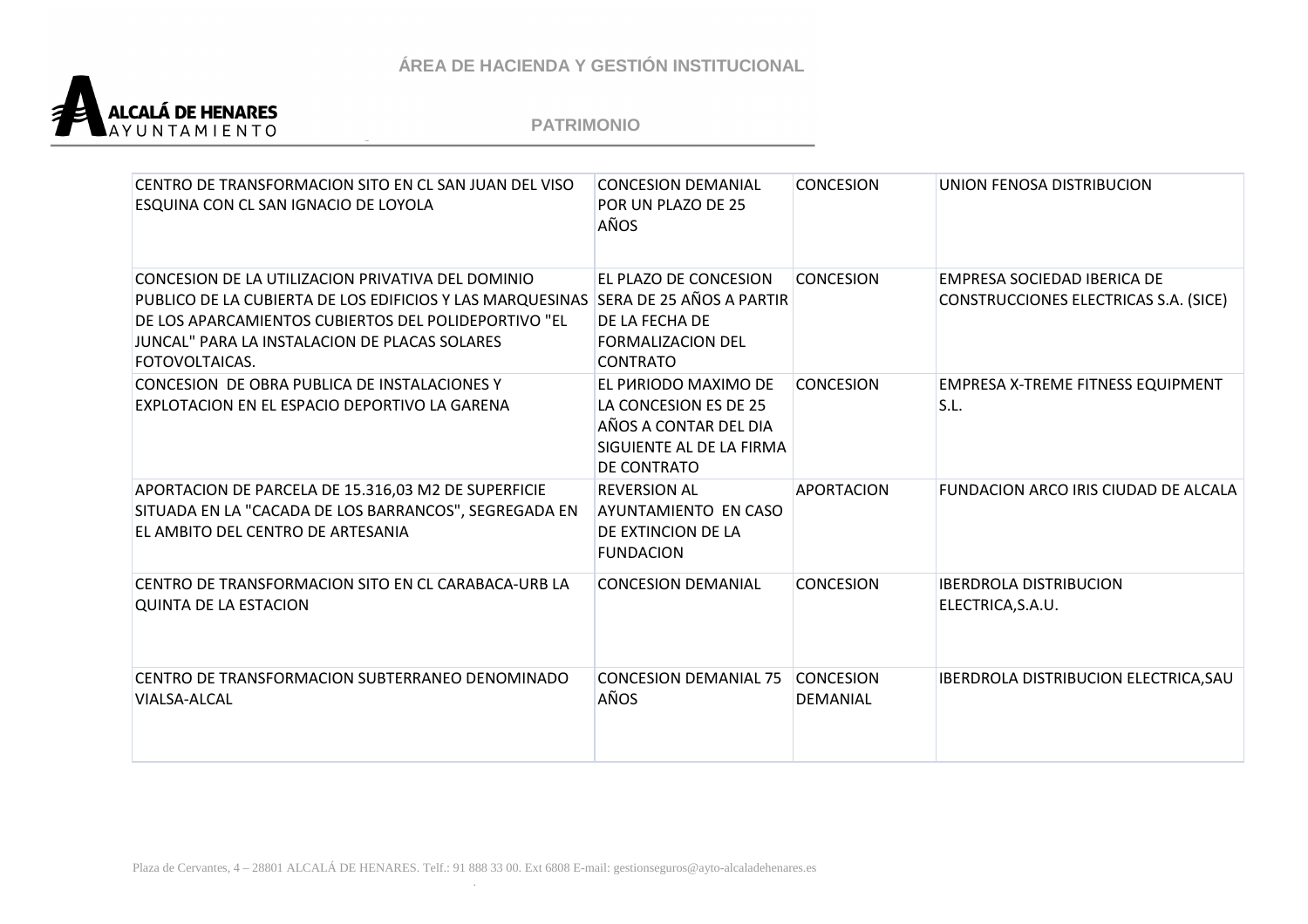| | | | |
|---|---|---|---|
| CENTRO DE TRANSFORMACION SITO EN CL SAN JUAN DEL VISO ESQUINA CON CL SAN IGNACIO DE LOYOLA | CONCESION DEMANIAL POR UN PLAZO DE 25 AÑOS | CONCESION | UNION FENOSA DISTRIBUCION |
| CONCESION DE LA UTILIZACION PRIVATIVA DEL DOMINIO PUBLICO DE LA CUBIERTA DE LOS EDIFICIOS Y LAS MARQUESINAS DE LOS APARCAMIENTOS CUBIERTOS DEL POLIDEPORTIVO "EL JUNCAL" PARA LA INSTALACION DE PLACAS SOLARES FOTOVOLTAICAS. | EL PLAZO DE CONCESION SERA DE 25 AÑOS A PARTIR DE LA FECHA DE FORMALIZACION DEL CONTRATO | CONCESION | EMPRESA SOCIEDAD IBERICA DE CONSTRUCCIONES ELECTRICAS S.A. (SICE) |
| CONCESION DE OBRA PUBLICA DE INSTALACIONES Y EXPLOTACION EN EL ESPACIO DEPORTIVO LA GARENA | EL PИRIODO MAXIMO DE LA CONCESION ES DE 25 AÑOS A CONTAR DEL DIA SIGUIENTE AL DE LA FIRMA DE CONTRATO | CONCESION | EMPRESA X-TREME FITNESS EQUIPMENT S.L. |
| APORTACION DE PARCELA DE 15.316,03 M2 DE SUPERFICIE SITUADA EN LA "CACADA DE LOS BARRANCOS", SEGREGADA EN EL AMBITO DEL CENTRO DE ARTESANIA | REVERSION AL AYUNTAMIENTO EN CASO DE EXTINCION DE LA FUNDACION | APORTACION | FUNDACION ARCO IRIS CIUDAD DE ALCALA |
| CENTRO DE TRANSFORMACION SITO EN CL CARABACA-URB LA QUINTA DE LA ESTACION | CONCESION DEMANIAL | CONCESION | IBERDROLA DISTRIBUCION ELECTRICA,S.A.U. |
| CENTRO DE TRANSFORMACION SUBTERRANEO DENOMINADO VIALSA-ALCAL | CONCESION DEMANIAL 75 AÑOS | CONCESION DEMANIAL | IBERDROLA DISTRIBUCION ELECTRICA,SAU |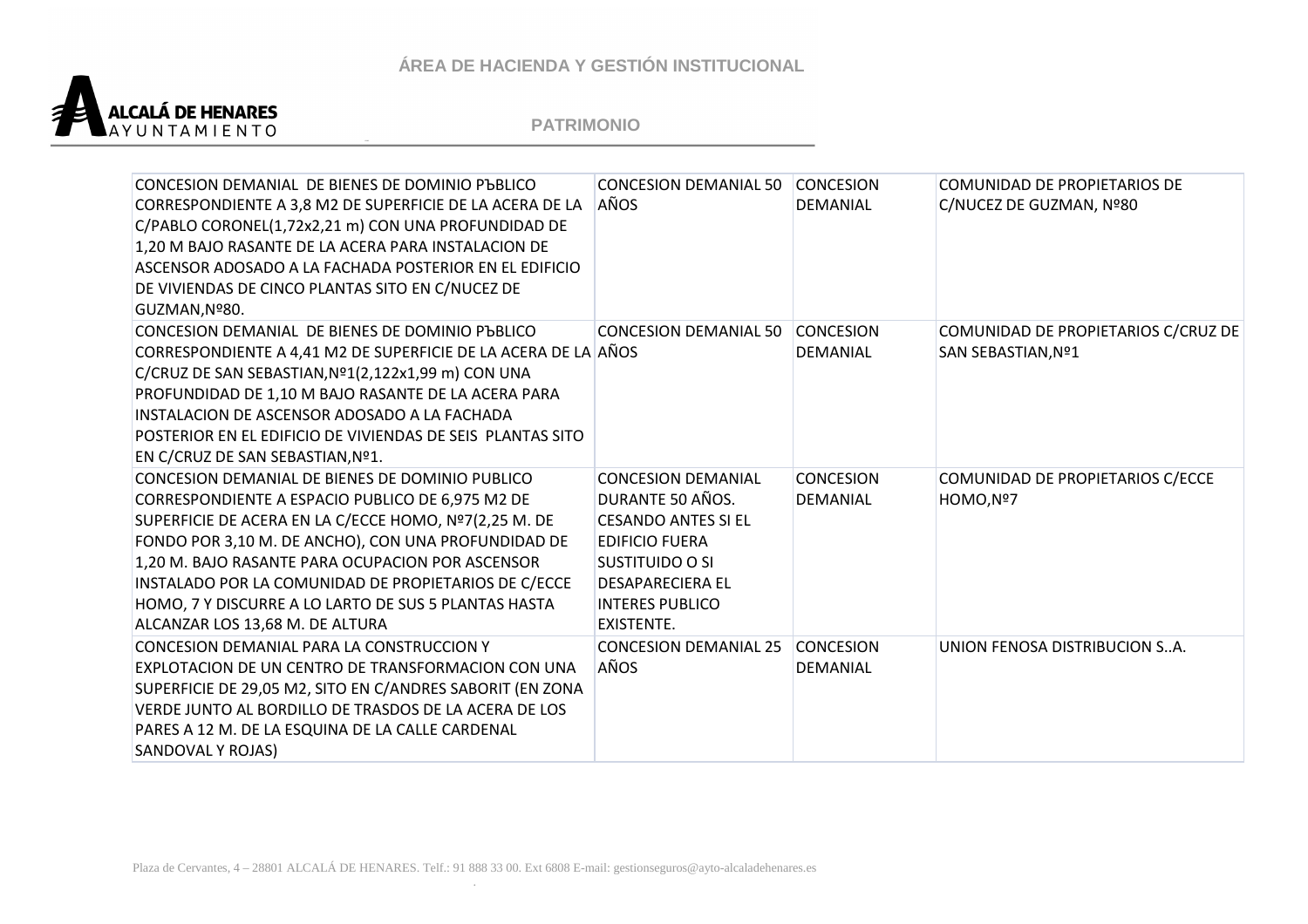| | | | |
|---|---|---|---|
| CONCESION DEMANIAL DE BIENES DE DOMINIO PЪBLICO CORRESPONDIENTE A 3,8 M2 DE SUPERFICIE DE LA ACERA DE LA C/PABLO CORONEL(1,72x2,21 m) CON UNA PROFUNDIDAD DE 1,20 M BAJO RASANTE DE LA ACERA PARA INSTALACION DE ASCENSOR ADOSADO A LA FACHADA POSTERIOR EN EL EDIFICIO DE VIVIENDAS DE CINCO PLANTAS SITO EN C/NUCEZ DE GUZMAN,Nº80. | CONCESION DEMANIAL 50 AÑOS | CONCESION DEMANIAL | COMUNIDAD DE PROPIETARIOS DE C/NUCEZ DE GUZMAN, Nº80 |
| CONCESION DEMANIAL DE BIENES DE DOMINIO PЪBLICO CORRESPONDIENTE A 4,41 M2 DE SUPERFICIE DE LA ACERA DE LA C/CRUZ DE SAN SEBASTIAN,Nº1(2,122x1,99 m) CON UNA PROFUNDIDAD DE 1,10 M BAJO RASANTE DE LA ACERA PARA INSTALACION DE ASCENSOR ADOSADO A LA FACHADA POSTERIOR EN EL EDIFICIO DE VIVIENDAS DE SEIS PLANTAS SITO EN C/CRUZ DE SAN SEBASTIAN,Nº1. | CONCESION DEMANIAL 50 AÑOS | CONCESION DEMANIAL | COMUNIDAD DE PROPIETARIOS C/CRUZ DE SAN SEBASTIAN,Nº1 |
| CONCESION DEMANIAL DE BIENES DE DOMINIO PUBLICO CORRESPONDIENTE A ESPACIO PUBLICO DE 6,975 M2 DE SUPERFICIE DE ACERA EN LA C/ECCE HOMO, Nº7(2,25 M. DE FONDO POR 3,10 M. DE ANCHO), CON UNA PROFUNDIDAD DE 1,20 M. BAJO RASANTE PARA OCUPACION POR ASCENSOR INSTALADO POR LA COMUNIDAD DE PROPIETARIOS DE C/ECCE HOMO, 7 Y DISCURRE A LO LARTO DE SUS 5 PLANTAS HASTA ALCANZAR LOS 13,68 M. DE ALTURA | CONCESION DEMANIAL DURANTE 50 AÑOS. CESANDO ANTES SI EL EDIFICIO FUERA SUSTITUIDO O SI DESAPARECIERA EL INTERES PUBLICO EXISTENTE. | CONCESION DEMANIAL | COMUNIDAD DE PROPIETARIOS C/ECCE HOMO,Nº7 |
| CONCESION DEMANIAL PARA LA CONSTRUCCION Y EXPLOTACION DE UN CENTRO DE TRANSFORMACION CON UNA SUPERFICIE DE 29,05 M2, SITO EN C/ANDRES SABORIT (EN ZONA VERDE JUNTO AL BORDILLO DE TRASDOS DE LA ACERA DE LOS PARES A 12 M. DE LA ESQUINA DE LA CALLE CARDENAL SANDOVAL Y ROJAS) | CONCESION DEMANIAL 25 AÑOS | CONCESION DEMANIAL | UNION FENOSA DISTRIBUCION S..A. |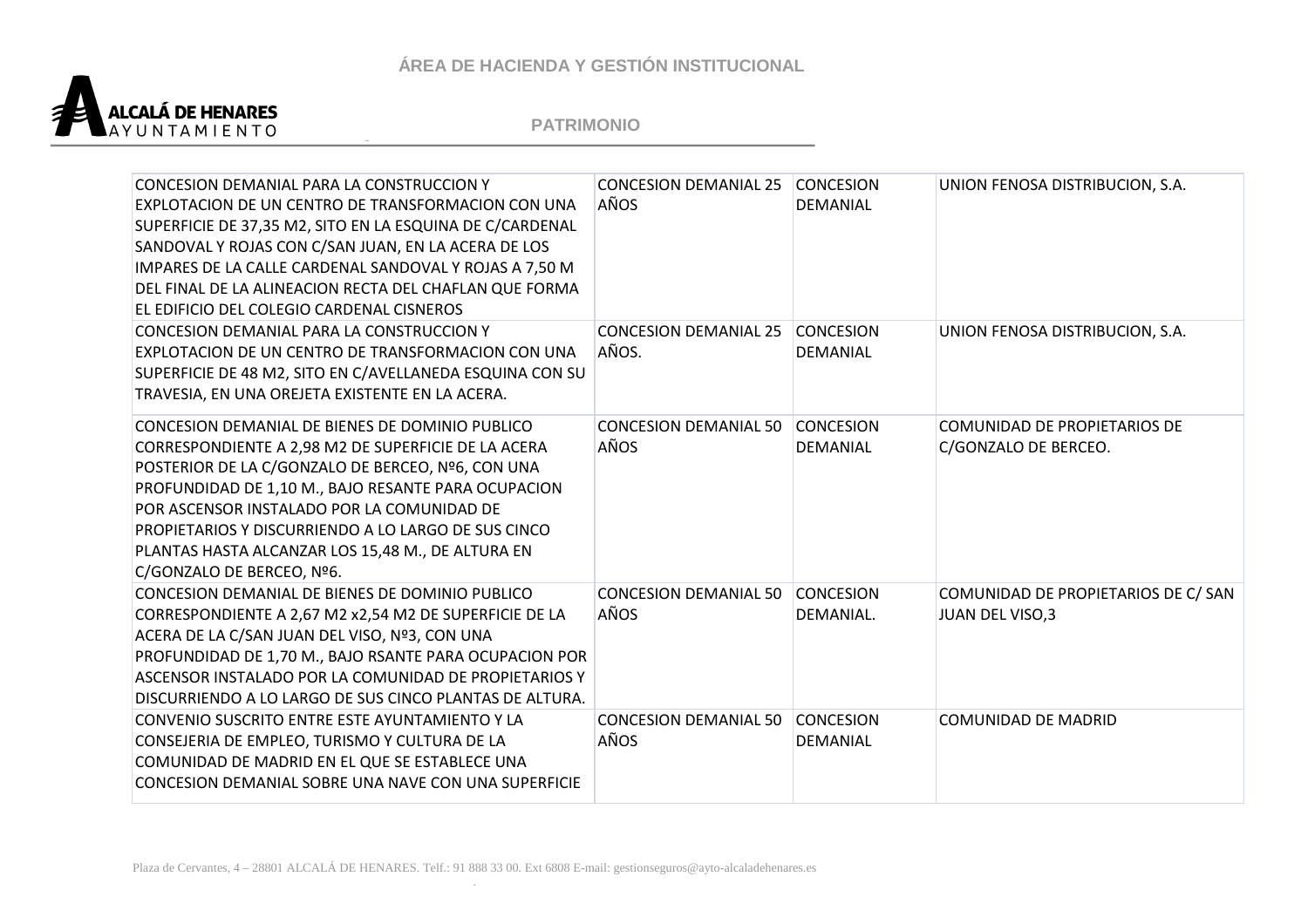| | | | |
|---|---|---|---|
| CONCESION DEMANIAL PARA LA CONSTRUCCION Y EXPLOTACION DE UN CENTRO DE TRANSFORMACION CON UNA SUPERFICIE DE 37,35 M2, SITO EN LA ESQUINA DE C/CARDENAL SANDOVAL Y ROJAS CON C/SAN JUAN, EN LA ACERA DE LOS IMPARES DE LA CALLE CARDENAL SANDOVAL Y ROJAS A 7,50 M DEL FINAL DE LA ALINEACION RECTA DEL CHAFLAN QUE FORMA EL EDIFICIO DEL COLEGIO CARDENAL CISNEROS | CONCESION DEMANIAL 25 AÑOS | CONCESION DEMANIAL | UNION FENOSA DISTRIBUCION, S.A. |
| CONCESION DEMANIAL PARA LA CONSTRUCCION Y EXPLOTACION DE UN CENTRO DE TRANSFORMACION CON UNA SUPERFICIE DE 48 M2, SITO EN C/AVELLANEDA ESQUINA CON SU TRAVESIA, EN UNA OREJETA EXISTENTE EN LA ACERA. | CONCESION DEMANIAL 25 AÑOS. | CONCESION DEMANIAL | UNION FENOSA DISTRIBUCION, S.A. |
| CONCESION DEMANIAL DE BIENES DE DOMINIO PUBLICO CORRESPONDIENTE A 2,98 M2 DE SUPERFICIE DE LA ACERA POSTERIOR DE LA C/GONZALO DE BERCEO, Nº6, CON UNA PROFUNDIDAD DE 1,10 M., BAJO RESANTE PARA OCUPACION POR ASCENSOR INSTALADO POR LA COMUNIDAD DE PROPIETARIOS Y DISCURRIENDO A LO LARGO DE SUS CINCO PLANTAS HASTA ALCANZAR LOS 15,48 M., DE ALTURA EN C/GONZALO DE BERCEO, Nº6. | CONCESION DEMANIAL 50 AÑOS | CONCESION DEMANIAL | COMUNIDAD DE PROPIETARIOS DE C/GONZALO DE BERCEO. |
| CONCESION DEMANIAL DE BIENES DE DOMINIO PUBLICO CORRESPONDIENTE A 2,67 M2 x2,54 M2 DE SUPERFICIE DE LA ACERA DE LA C/SAN JUAN DEL VISO, Nº3, CON UNA PROFUNDIDAD DE 1,70 M., BAJO RSANTE PARA OCUPACION POR ASCENSOR INSTALADO POR LA COMUNIDAD DE PROPIETARIOS Y DISCURRIENDO A LO LARGO DE SUS CINCO PLANTAS DE ALTURA. | CONCESION DEMANIAL 50 AÑOS | CONCESION DEMANIAL. | COMUNIDAD DE PROPIETARIOS DE C/ SAN JUAN DEL VISO,3 |
| CONVENIO SUSCRITO ENTRE ESTE AYUNTAMIENTO Y LA CONSEJERIA DE EMPLEO, TURISMO Y CULTURA DE LA COMUNIDAD DE MADRID EN EL QUE SE ESTABLECE UNA CONCESION DEMANIAL SOBRE UNA NAVE CON UNA SUPERFICIE | CONCESION DEMANIAL 50 AÑOS | CONCESION DEMANIAL | COMUNIDAD DE MADRID |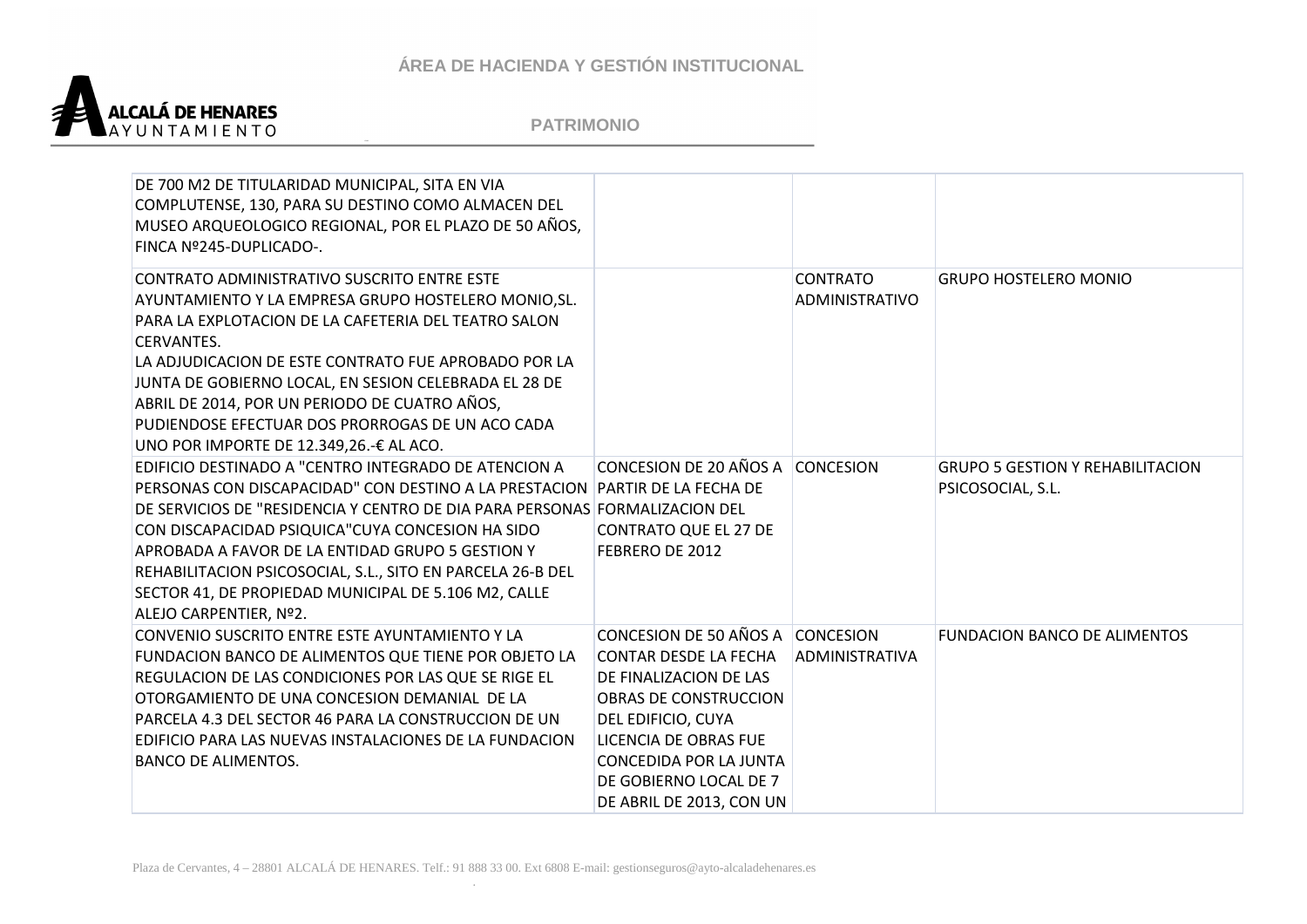| | | | |
|---|---|---|---|
| DE 700 M2 DE TITULARIDAD MUNICIPAL, SITA EN VIA COMPLUTENSE, 130, PARA SU DESTINO COMO ALMACEN DEL MUSEO ARQUEOLOGICO REGIONAL, POR EL PLAZO DE 50 AÑOS, FINCA Nº245-DUPLICADO-. | | | |
| CONTRATO ADMINISTRATIVO SUSCRITO ENTRE ESTE AYUNTAMIENTO Y LA EMPRESA GRUPO HOSTELERO MONIO,SL. PARA LA EXPLOTACION DE LA CAFETERIA DEL TEATRO SALON CERVANTES.<br>LA ADJUDICACION DE ESTE CONTRATO FUE APROBADO POR LA JUNTA DE GOBIERNO LOCAL, EN SESION CELEBRADA EL 28 DE ABRIL DE 2014, POR UN PERIODO DE CUATRO AÑOS, PUDIENDOSE EFECTUAR DOS PRORROGAS DE UN ACO CADA UNO POR IMPORTE DE 12.349,26.-€ AL ACO. | | CONTRATO ADMINISTRATIVO | GRUPO HOSTELERO MONIO |
| EDIFICIO DESTINADO A "CENTRO INTEGRADO DE ATENCION A PERSONAS CON DISCAPACIDAD" CON DESTINO A LA PRESTACION DE SERVICIOS DE "RESIDENCIA Y CENTRO DE DIA PARA PERSONAS CON DISCAPACIDAD PSIQUICA"CUYA CONCESION HA SIDO APROBADA A FAVOR DE LA ENTIDAD GRUPO 5 GESTION Y REHABILITACION PSICOSOCIAL, S.L., SITO EN PARCELA 26-B DEL SECTOR 41, DE PROPIEDAD MUNICIPAL DE 5.106 M2, CALLE ALEJO CARPENTIER, Nº2. | CONCESION DE 20 AÑOS A PARTIR DE LA FECHA DE FORMALIZACION DEL CONTRATO QUE EL 27 DE FEBRERO DE 2012 | CONCESION | GRUPO 5 GESTION Y REHABILITACION PSICOSOCIAL, S.L. |
| CONVENIO SUSCRITO ENTRE ESTE AYUNTAMIENTO Y LA FUNDACION BANCO DE ALIMENTOS QUE TIENE POR OBJETO LA REGULACION DE LAS CONDICIONES POR LAS QUE SE RIGE EL OTORGAMIENTO DE UNA CONCESION DEMANIAL DE LA PARCELA 4.3 DEL SECTOR 46 PARA LA CONSTRUCCION DE UN EDIFICIO PARA LAS NUEVAS INSTALACIONES DE LA FUNDACION BANCO DE ALIMENTOS. | CONCESION DE 50 AÑOS A CONTAR DESDE LA FECHA DE FINALIZACION DE LAS OBRAS DE CONSTRUCCION DEL EDIFICIO, CUYA LICENCIA DE OBRAS FUE CONCEDIDA POR LA JUNTA DE GOBIERNO LOCAL DE 7 DE ABRIL DE 2013, CON UN | CONCESION ADMINISTRATIVA | FUNDACION BANCO DE ALIMENTOS |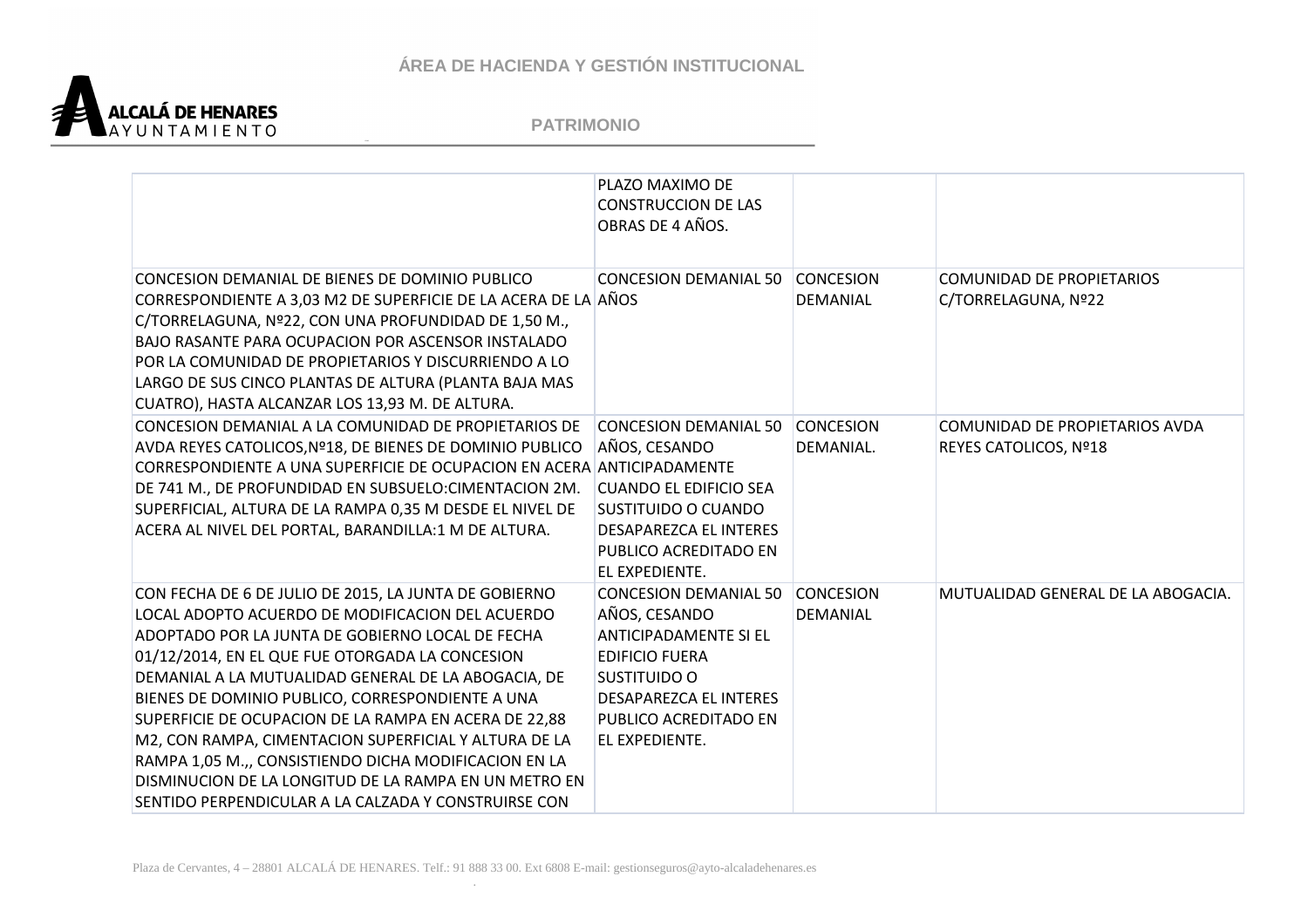| | | | |
|---|---|---|---|
| | PLAZO MAXIMO DE CONSTRUCCION DE LAS OBRAS DE 4 AÑOS. | | |
| CONCESION DEMANIAL DE BIENES DE DOMINIO PUBLICO CORRESPONDIENTE A 3,03 M2 DE SUPERFICIE DE LA ACERA DE LA C/TORRELAGUNA, Nº22, CON UNA PROFUNDIDAD DE 1,50 M., BAJO RASANTE PARA OCUPACION POR ASCENSOR INSTALADO POR LA COMUNIDAD DE PROPIETARIOS Y DISCURRIENDO A LO LARGO DE SUS CINCO PLANTAS DE ALTURA (PLANTA BAJA MAS CUATRO), HASTA ALCANZAR LOS 13,93 M. DE ALTURA. | CONCESION DEMANIAL 50 AÑOS | CONCESION DEMANIAL | COMUNIDAD DE PROPIETARIOS C/TORRELAGUNA, Nº22 |
| CONCESION DEMANIAL A LA COMUNIDAD DE PROPIETARIOS DE AVDA REYES CATOLICOS,Nº18, DE BIENES DE DOMINIO PUBLICO CORRESPONDIENTE A UNA SUPERFICIE DE OCUPACION EN ACERA DE 741 M., DE PROFUNDIDAD EN SUBSUELO:CIMENTACION 2M. SUPERFICIAL, ALTURA DE LA RAMPA 0,35 M DESDE EL NIVEL DE ACERA AL NIVEL DEL PORTAL, BARANDILLA:1 M DE ALTURA. | CONCESION DEMANIAL 50 AÑOS, CESANDO ANTICIPADAMENTE CUANDO EL EDIFICIO SEA SUSTITUIDO O CUANDO DESAPAREZCA EL INTERES PUBLICO ACREDITADO EN EL EXPEDIENTE. | CONCESION DEMANIAL. | COMUNIDAD DE PROPIETARIOS AVDA REYES CATOLICOS, Nº18 |
| CON FECHA DE 6 DE JULIO DE 2015, LA JUNTA DE GOBIERNO LOCAL ADOPTO ACUERDO DE MODIFICACION DEL ACUERDO ADOPTADO POR LA JUNTA DE GOBIERNO LOCAL DE FECHA 01/12/2014, EN EL QUE FUE OTORGADA LA CONCESION DEMANIAL A LA MUTUALIDAD GENERAL DE LA ABOGACIA, DE BIENES DE DOMINIO PUBLICO, CORRESPONDIENTE A UNA SUPERFICIE DE OCUPACION DE LA RAMPA EN ACERA DE 22,88 M2, CON RAMPA, CIMENTACION SUPERFICIAL Y ALTURA DE LA RAMPA 1,05 M.,, CONSISTIENDO DICHA MODIFICACION EN LA DISMINUCION DE LA LONGITUD DE LA RAMPA EN UN METRO EN SENTIDO PERPENDICULAR A LA CALZADA Y CONSTRUIRSE CON | CONCESION DEMANIAL 50 AÑOS, CESANDO ANTICIPADAMENTE SI EL EDIFICIO FUERA SUSTITUIDO O DESAPAREZCA EL INTERES PUBLICO ACREDITADO EN EL EXPEDIENTE. | CONCESION DEMANIAL | MUTUALIDAD GENERAL DE LA ABOGACIA. |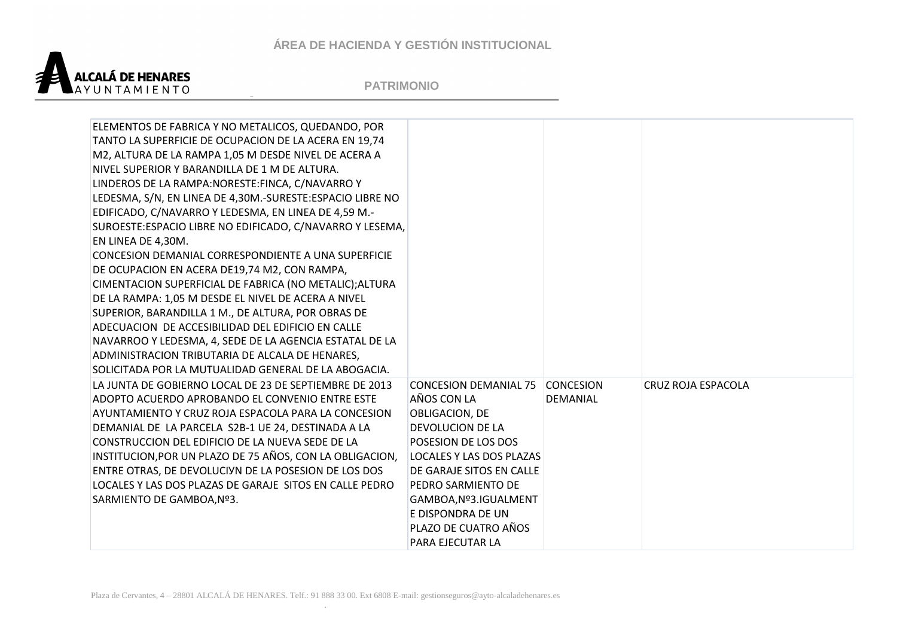| | | | |
|---|---|---|---|
| ELEMENTOS DE FABRICA Y NO METALICOS, QUEDANDO, POR TANTO LA SUPERFICIE DE OCUPACION DE LA ACERA EN 19,74 M2, ALTURA DE LA RAMPA 1,05 M DESDE NIVEL DE ACERA A NIVEL SUPERIOR Y BARANDILLA DE 1 M DE ALTURA.<br>LINDEROS DE LA RAMPA:NORESTE:FINCA, C/NAVARRO Y LEDESMA, S/N, EN LINEA DE 4,30M.-SURESTE:ESPACIO LIBRE NO EDIFICADO, C/NAVARRO Y LEDESMA, EN LINEA DE 4,59 M.-SUROESTE:ESPACIO LIBRE NO EDIFICADO, C/NAVARRO Y LESEMA, EN LINEA DE 4,30M.<br>CONCESION DEMANIAL CORRESPONDIENTE A UNA SUPERFICIE DE OCUPACION EN ACERA DE19,74 M2, CON RAMPA, CIMENTACION SUPERFICIAL DE FABRICA (NO METALIC);ALTURA DE LA RAMPA: 1,05 M DESDE EL NIVEL DE ACERA A NIVEL SUPERIOR, BARANDILLA 1 M., DE ALTURA, POR OBRAS DE ADECUACION DE ACCESIBILIDAD DEL EDIFICIO EN CALLE NAVARROO Y LEDESMA, 4, SEDE DE LA AGENCIA ESTATAL DE LA ADMINISTRACION TRIBUTARIA DE ALCALA DE HENARES, SOLICITADA POR LA MUTUALIDAD GENERAL DE LA ABOGACIA. | | | |
| LA JUNTA DE GOBIERNO LOCAL DE 23 DE SEPTIEMBRE DE 2013 ADOPTO ACUERDO APROBANDO EL CONVENIO ENTRE ESTE AYUNTAMIENTO Y CRUZ ROJA ESPACOLA PARA LA CONCESION DEMANIAL DE LA PARCELA S2B-1 UE 24, DESTINADA A LA CONSTRUCCION DEL EDIFICIO DE LA NUEVA SEDE DE LA INSTITUCION,POR UN PLAZO DE 75 AÑOS, CON LA OBLIGACION, ENTRE OTRAS, DE DEVOLUCIУN DE LA POSESION DE LOS DOS LOCALES Y LAS DOS PLAZAS DE GARAJE SITOS EN CALLE PEDRO SARMIENTO DE GAMBOA,Nº3. | CONCESION DEMANIAL 75 AÑOS CON LA OBLIGACION, DE DEVOLUCION DE LA POSESION DE LOS DOS LOCALES Y LAS DOS PLAZAS DE GARAJE SITOS EN CALLE PEDRO SARMIENTO DE GAMBOA,Nº3.IGUALMENTE DISPONDRA DE UN PLAZO DE CUATRO AÑOS PARA EJECUTAR LA | CONCESION DEMANIAL | CRUZ ROJA ESPACOLA |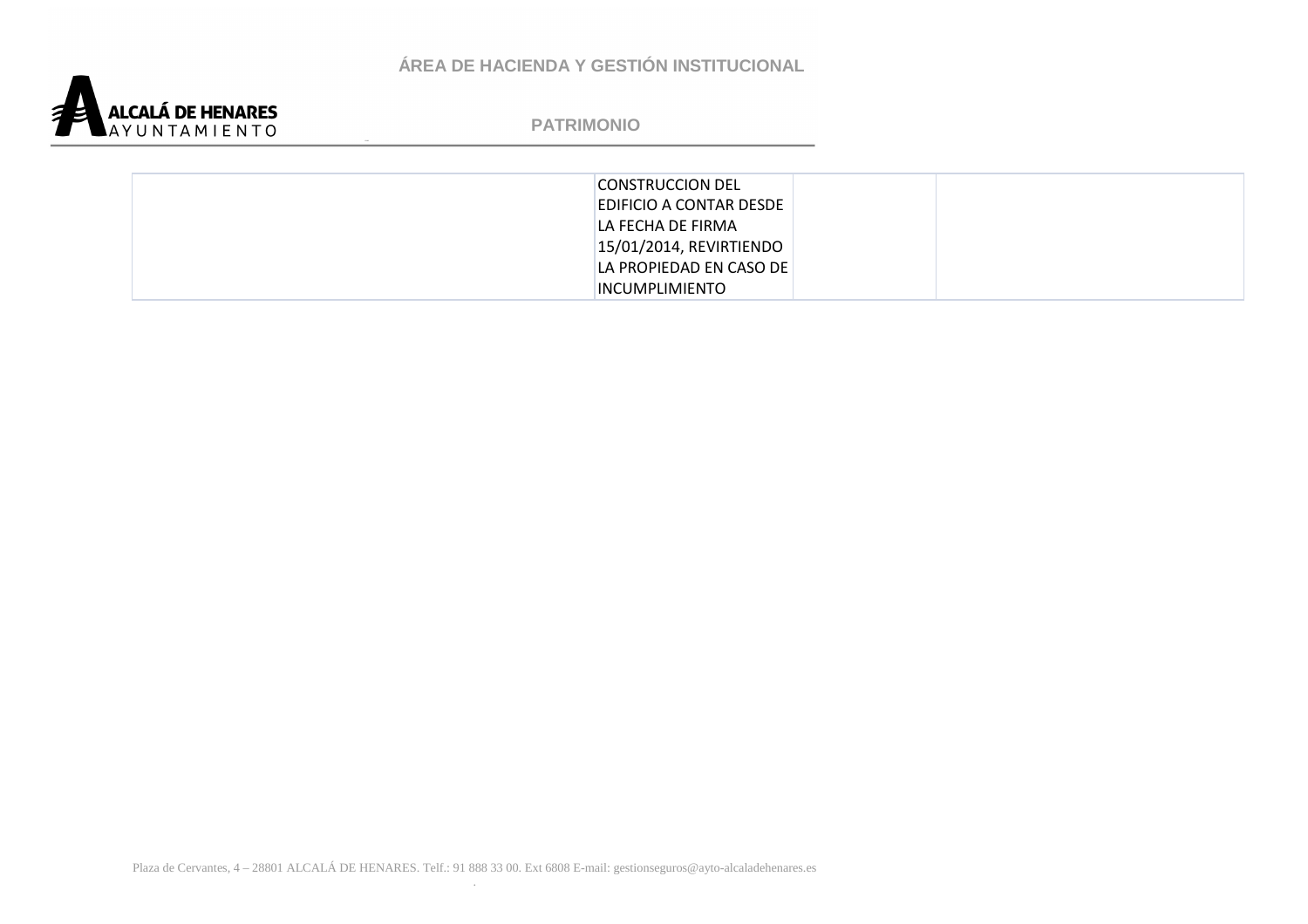| | | | |
|---|---|---|---|
| | CONSTRUCCION DEL EDIFICIO A CONTAR DESDE LA FECHA DE FIRMA 15/01/2014, REVIRTIENDO LA PROPIEDAD EN CASO DE INCUMPLIMIENTO | | |